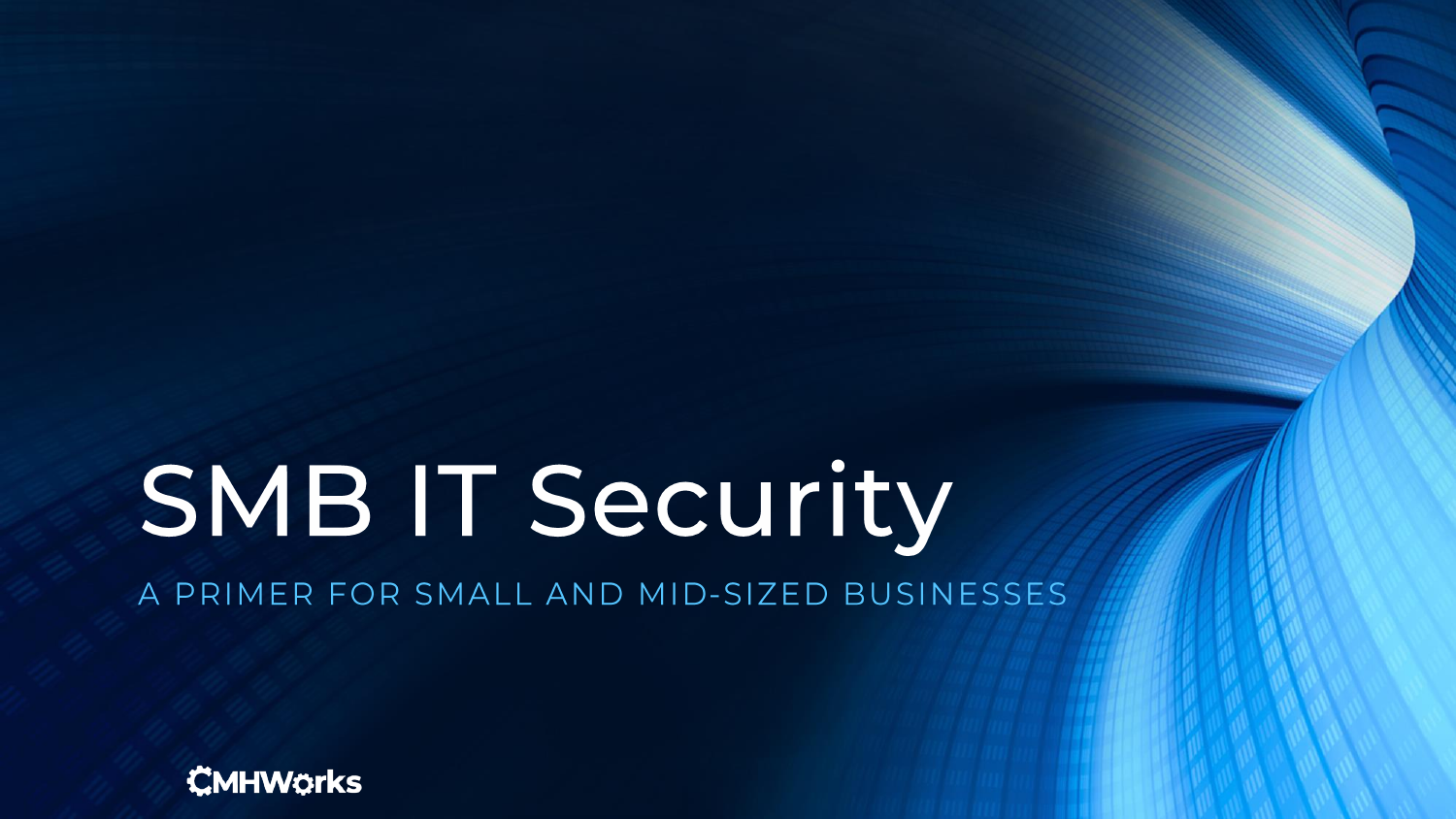# SMB IT Security

A PRIMER FOR SMALL AND MID-SIZED BUSINESSES

CMHWorks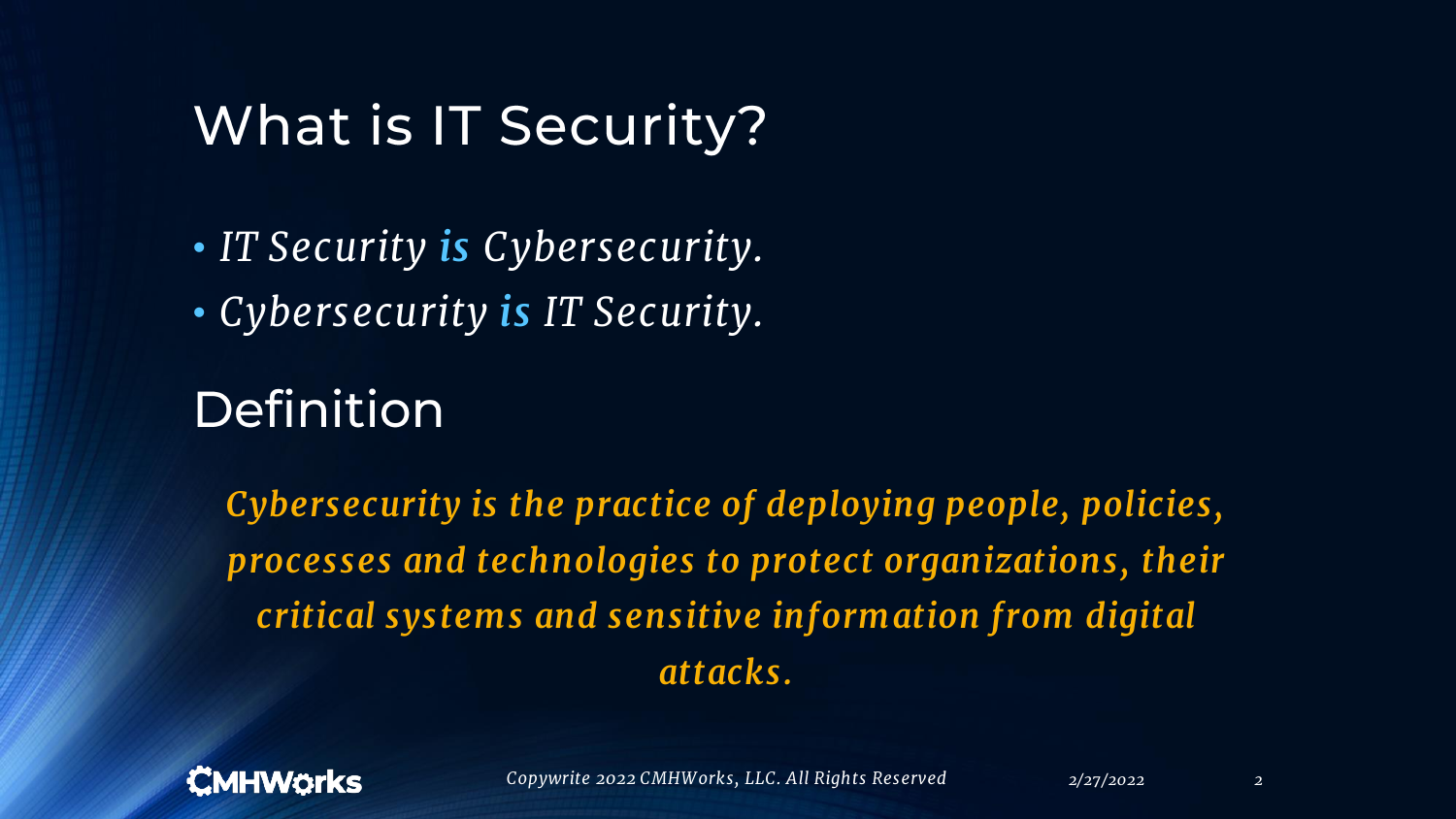# What is IT Security?

- *IT Security **is** Cybersecurity.*
- *Cybersecurity **is** IT Security.*

# Definition

***Cybersecurity is the practice of deploying people, policies, processes and technologies to protect organizations, their critical systems and sensitive information from digital attacks.***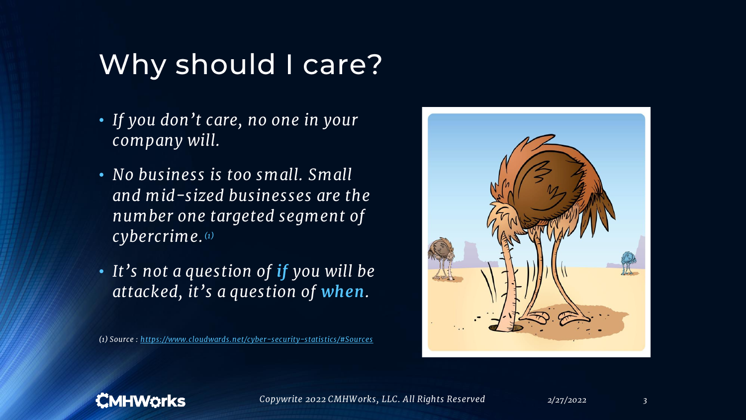# Why should I care?

- *If you don't care, no one in your company will.*
- *No business is too small. Small and mid-sized businesses are the number one targeted segment of cybercrime.*[1]
- *It's not a question of **if** you will be attacked, it's a question of **when**.*

*(1) Source : [https://www.cloudwards.net/cyber-security-statistics/#Sources](https://www.cloudwards.net/cyber-security-statistics/#Sources)*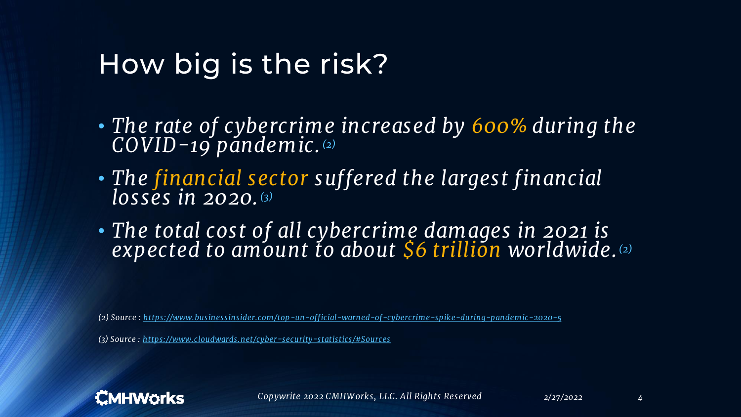# How big is the risk?

- *The rate of cybercrime increased by 600% during the COVID-19 pandemic.* (2)
- *The financial sector suffered the largest financial losses in 2020.* (3)
- *The total cost of all cybercrime damages in 2021 is expected to amount to about $6 trillion worldwide.* (2)

*(2) Source : [https://www.businessinsider.com/top-un-official-warned-of-cybercrime-spike-during-pandemic-2020-5](https://www.businessinsider.com/top-un-official-warned-of-cybercrime-spike-during-pandemic-2020-5)*

*(3) Source : [https://www.cloudwards.net/cyber-security-statistics/#Sources](https://www.cloudwards.net/cyber-security-statistics/#Sources)*

*Copywrite 2022 CMHWorks, LLC. All Rights Reserved*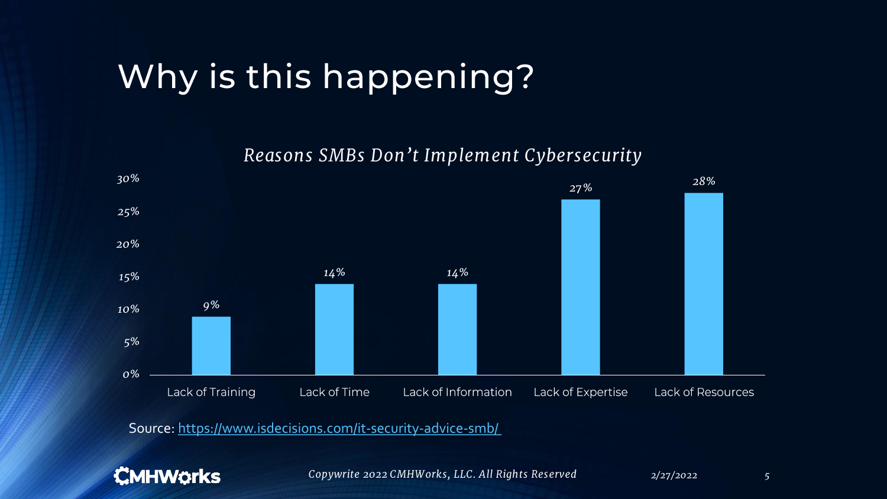# Why is this happening?

*Reasons SMBs Don't Implement Cybersecurity*

| Reason | Percentage |
| --- | --- |
| Lack of Training | 9% |
| Lack of Time | 14% |
| Lack of Information | 14% |
| Lack of Expertise | 27% |
| Lack of Resources | 28% |

Source: https://www.isdecisions.com/it-security-advice-smb/

*Copywrite 2022 CMHWorks, LLC. All Rights Reserved*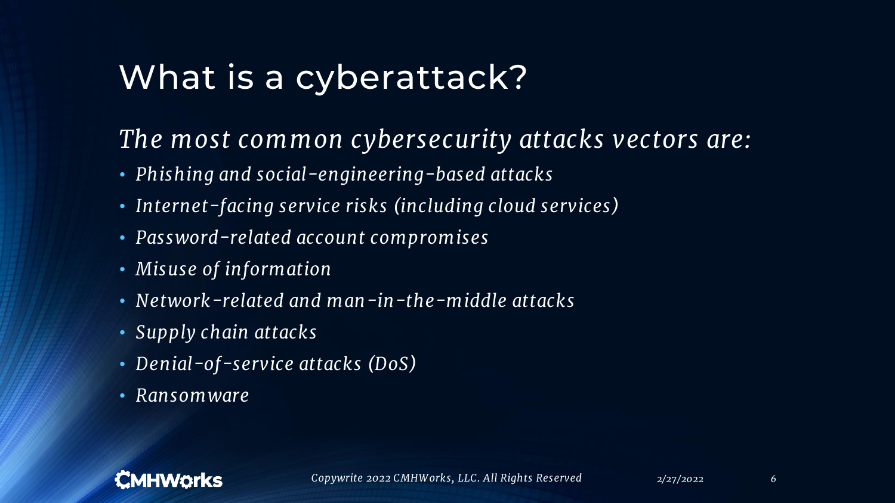# What is a cyberattack?

*The most common cybersecurity attacks vectors are:*

- *Phishing and social-engineering-based attacks*
- *Internet-facing service risks (including cloud services)*
- *Password-related account compromises*
- *Misuse of information*
- *Network-related and man-in-the-middle attacks*
- *Supply chain attacks*
- *Denial-of-service attacks (DoS)*
- *Ransomware*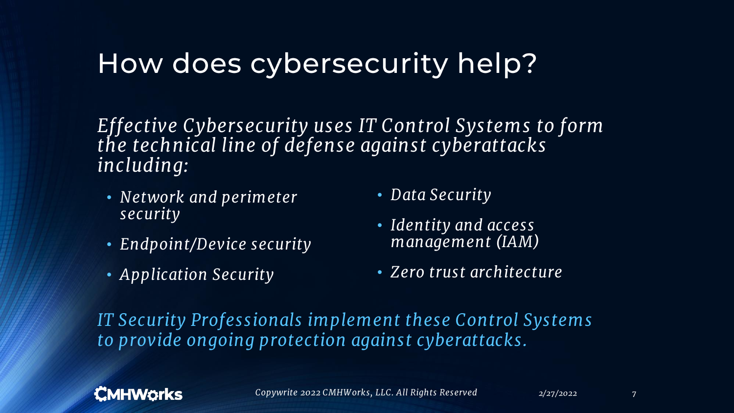# How does cybersecurity help?

*Effective Cybersecurity uses IT Control Systems to form the technical line of defense against cyberattacks including:*

- *Network and perimeter security*
- *Endpoint/Device security*
- *Application Security*
- *Data Security*
- *Identity and access management (IAM)*
- *Zero trust architecture*

*IT Security Professionals implement these Control Systems to provide ongoing protection against cyberattacks.*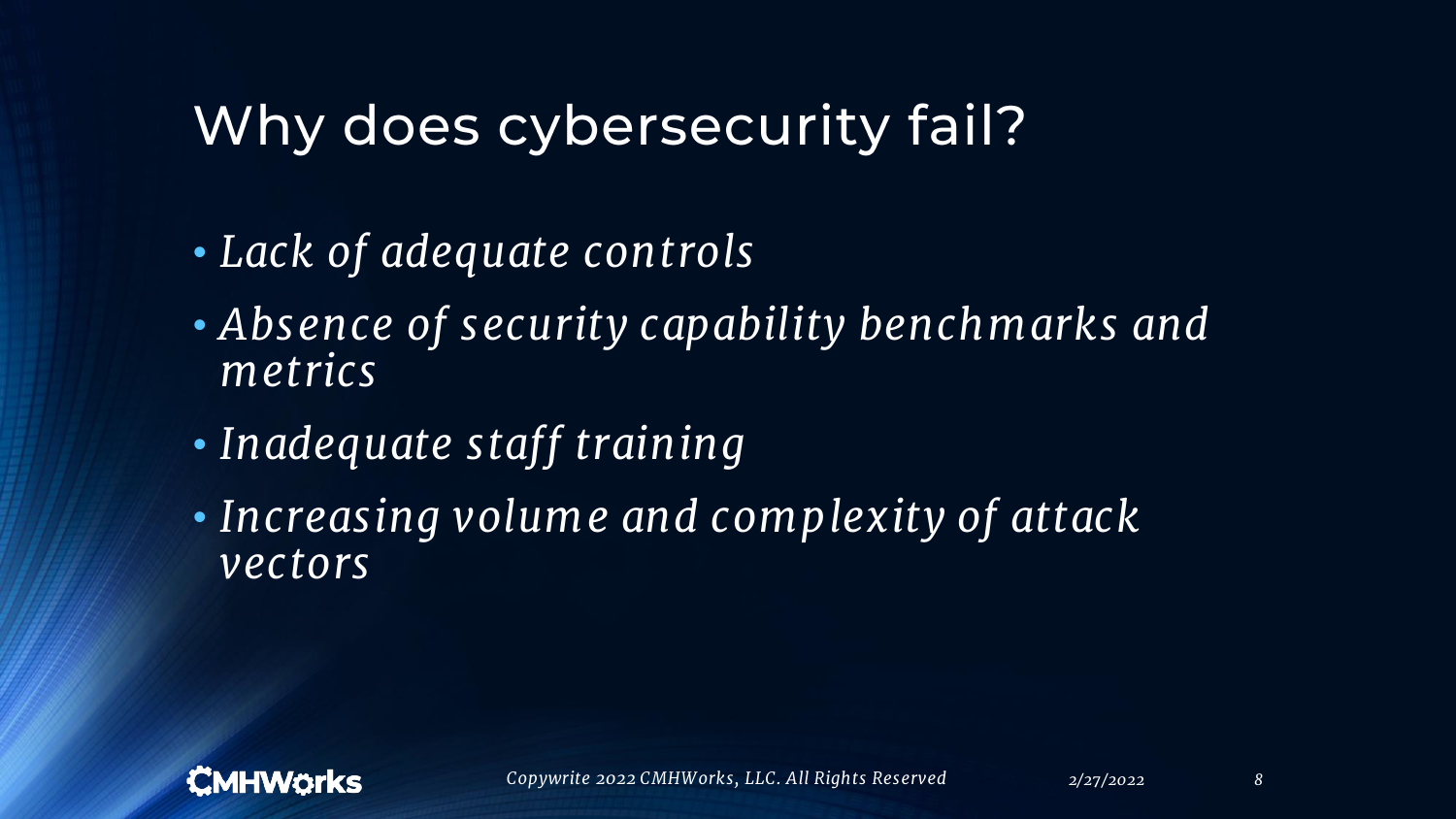# Why does cybersecurity fail?

- *Lack of adequate controls*
- *Absence of security capability benchmarks and metrics*
- *Inadequate staff training*
- *Increasing volume and complexity of attack vectors*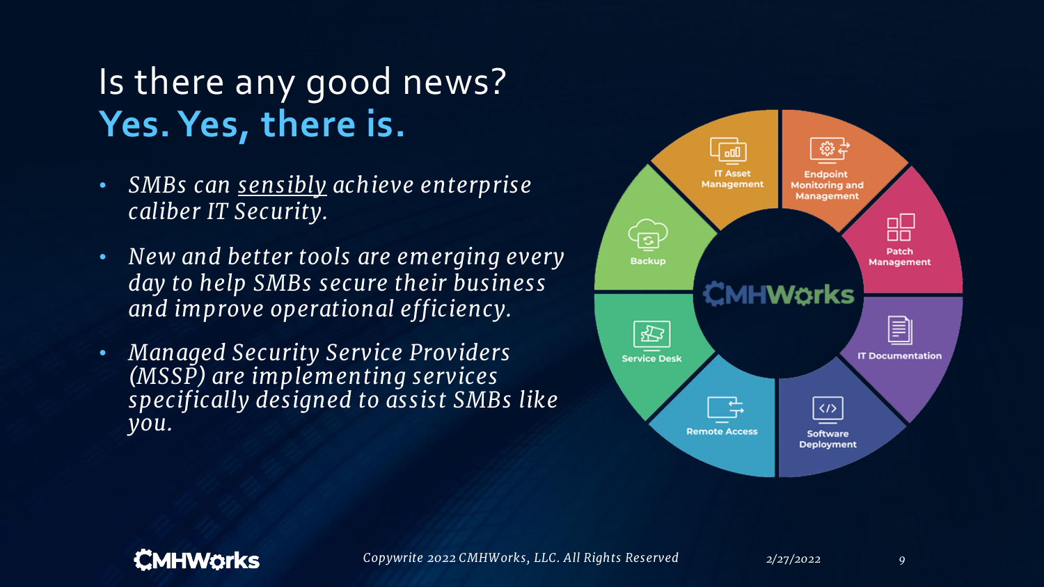# Is there any good news?
## **Yes. Yes, there is.**

- *SMBs can sensibly achieve enterprise caliber IT Security.*
- *New and better tools are emerging every day to help SMBs secure their business and improve operational efficiency.*
- *Managed Security Service Providers (MSSP) are implementing services specifically designed to assist SMBs like you.*

CMHWorks

- IT Asset Management
- Endpoint Monitoring and Management
- Patch Management
- IT Documentation
- Software Deployment
- Remote Access
- Service Desk
- Backup

*Copywrite 2022 CMHWorks, LLC. All Rights Reserved*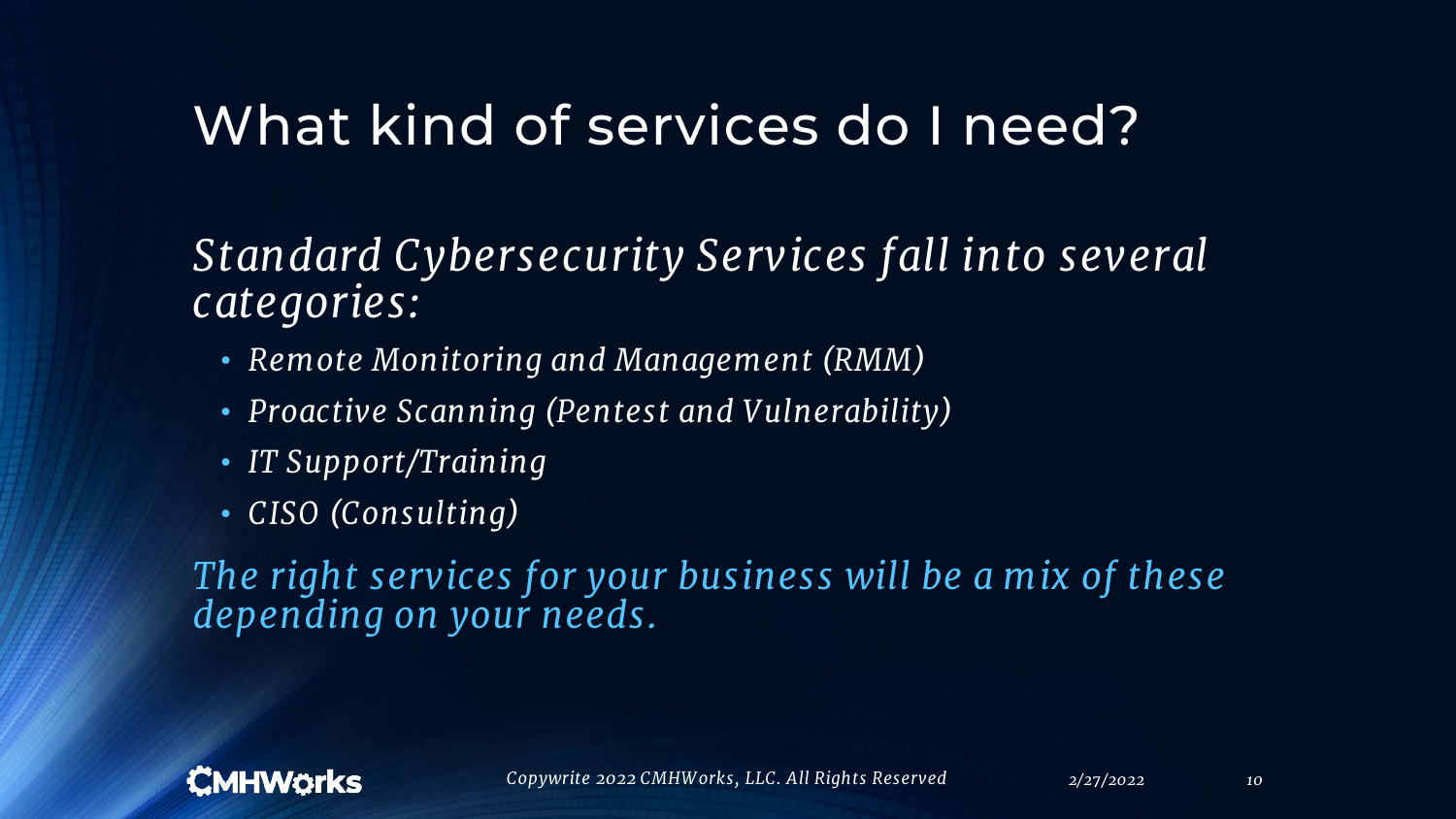# What kind of services do I need?

*Standard Cybersecurity Services fall into several categories:*

- *Remote Monitoring and Management (RMM)*
- *Proactive Scanning (Pentest and Vulnerability)*
- *IT Support/Training*
- *CISO (Consulting)*

*The right services for your business will be a mix of these depending on your needs.*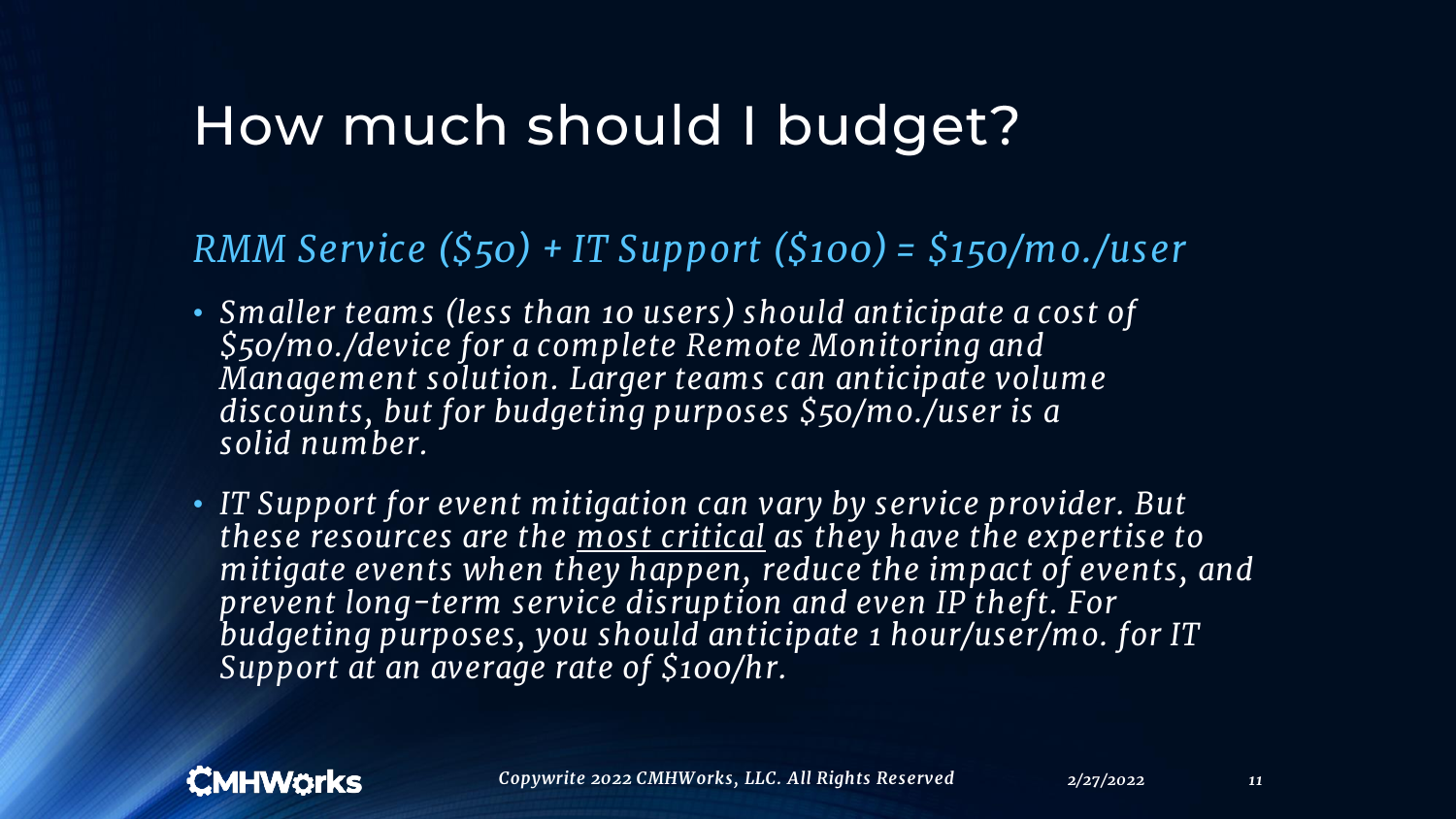# How much should I budget?

*RMM Service ($50) + IT Support ($100) = $150/mo./user*

- *Smaller teams (less than 10 users) should anticipate a cost of $50/mo./device for a complete Remote Monitoring and Management solution. Larger teams can anticipate volume discounts, but for budgeting purposes $50/mo./user is a solid number.*
- *IT Support for event mitigation can vary by service provider. But these resources are the <u>most critical</u> as they have the expertise to mitigate events when they happen, reduce the impact of events, and prevent long-term service disruption and even IP theft. For budgeting purposes, you should anticipate 1 hour/user/mo. for IT Support at an average rate of $100/hr.*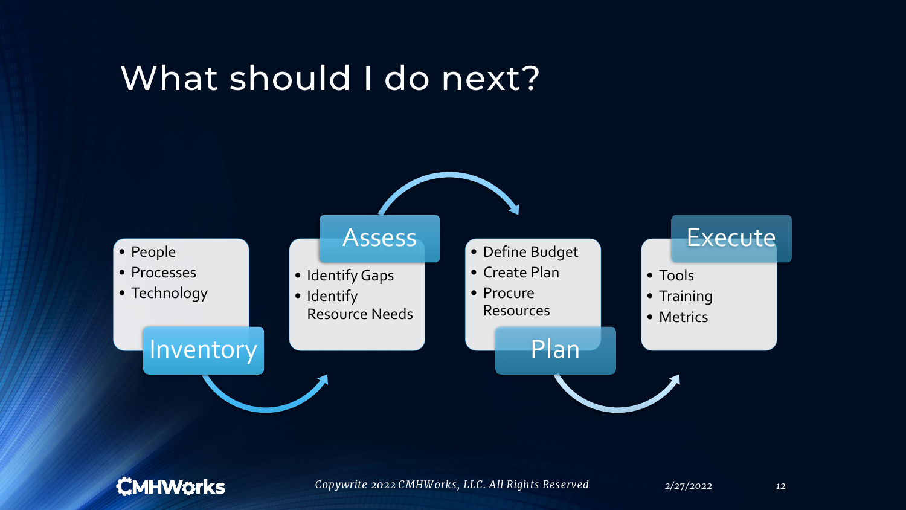# What should I do next?

### Inventory
- People
- Processes
- Technology

### Assess
- Identify Gaps
- Identify Resource Needs

### Plan
- Define Budget
- Create Plan
- Procure Resources

### Execute
- Tools
- Training
- Metrics

*Copywrite 2022 CMHWorks, LLC. All Rights Reserved*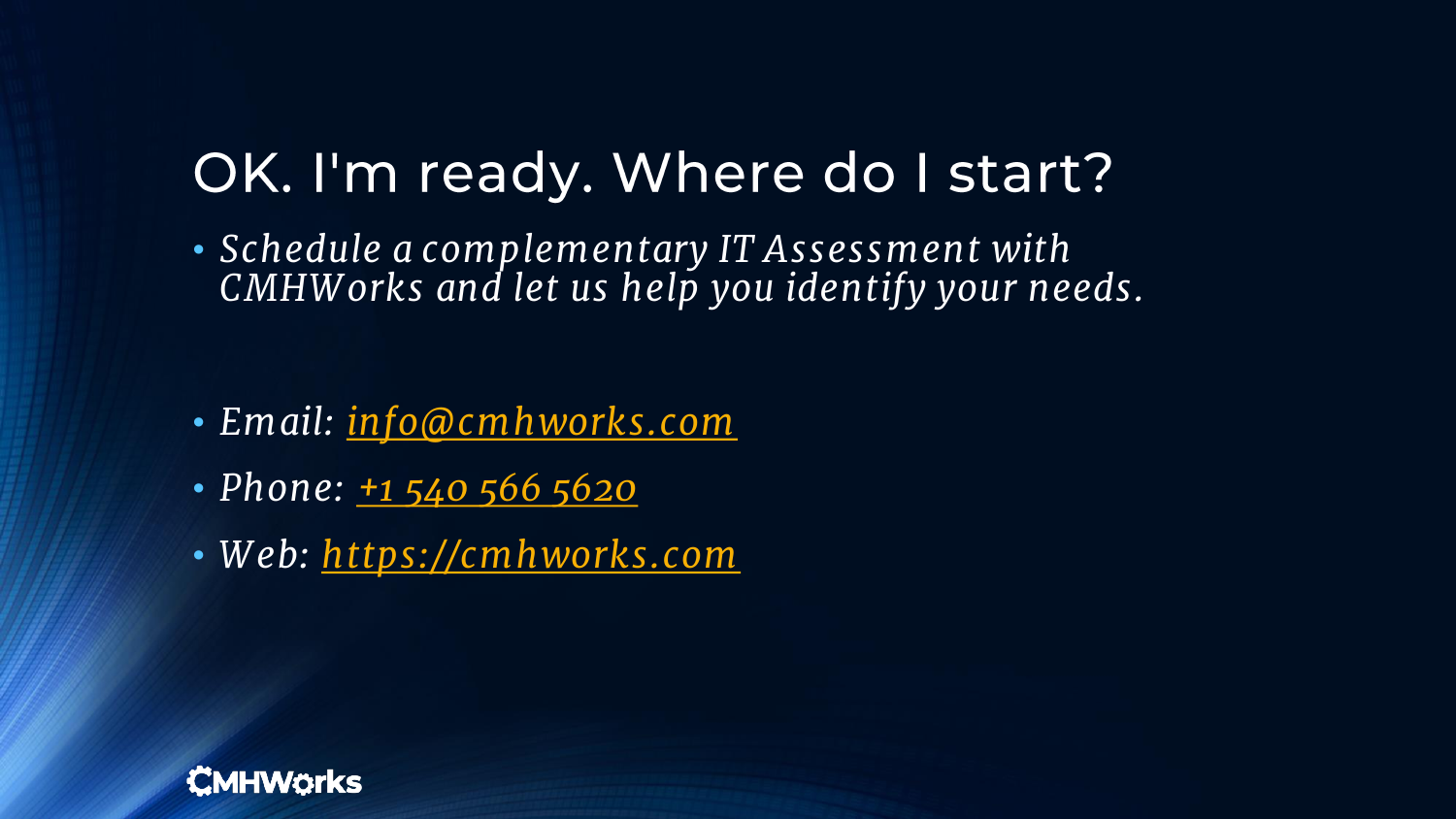# OK. I'm ready. Where do I start?

- *Schedule a complementary IT Assessment with CMHWorks and let us help you identify your needs.*

- *Email: [info@cmhworks.com](mailto:info@cmhworks.com)*
- *Phone: [+1 540 566 5620](tel:+15405665620)*
- *Web: [https://cmhworks.com](https://cmhworks.com)*

CMHWorks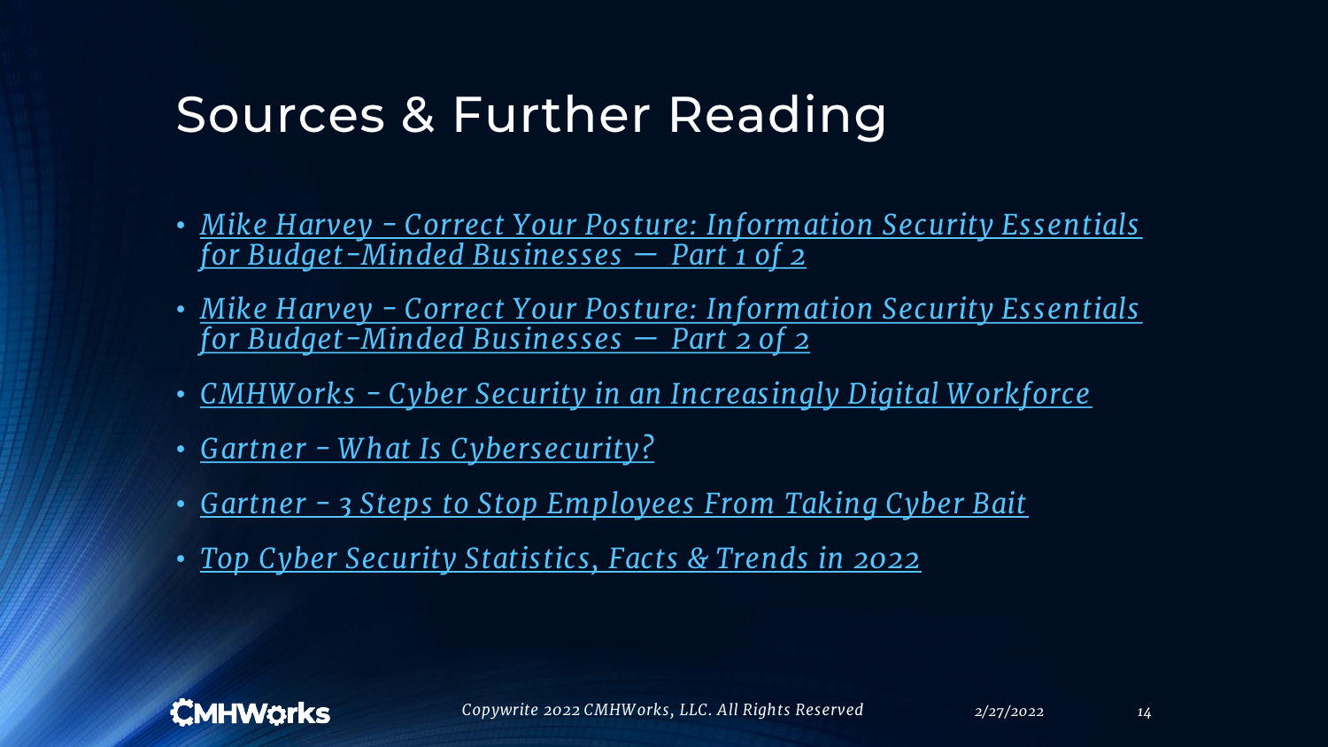# Sources & Further Reading

- *Mike Harvey - Correct Your Posture: Information Security Essentials for Budget-Minded Businesses — Part 1 of 2*
- *Mike Harvey - Correct Your Posture: Information Security Essentials for Budget-Minded Businesses — Part 2 of 2*
- *CMHWorks - Cyber Security in an Increasingly Digital Workforce*
- *Gartner - What Is Cybersecurity?*
- *Gartner - 3 Steps to Stop Employees From Taking Cyber Bait*
- *Top Cyber Security Statistics, Facts & Trends in 2022*

*Copywrite 2022 CMHWorks, LLC. All Rights Reserved*